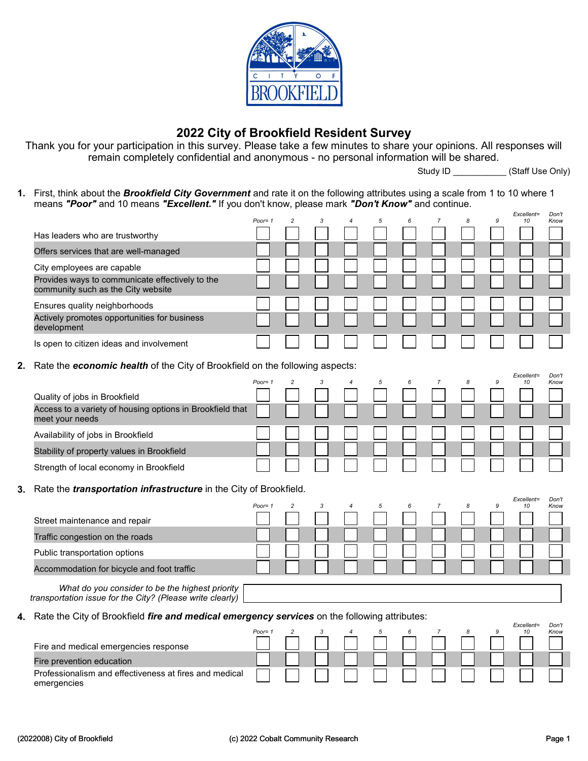# 2022 City of Brookfield Resident Survey

Thank you for your participation in this survey. Please take a few minutes to share your opinions. All responses will remain completely confidential and anonymous - no personal information will be shared.

Study ID ___________ (Staff Use Only)

**1.** First, think about the ***Brookfield City Government*** and rate it on the following attributes using a scale from 1 to 10 where 1 means ***"Poor"*** and 10 means ***"Excellent."*** If you don't know, please mark ***"Don't Know"*** and continue.

| | Poor= 1 | 2 | 3 | 4 | 5 | 6 | 7 | 8 | 9 | Excellent= 10 | Don't Know |
|---|---|---|---|---|---|---|---|---|---|---|---|
| Has leaders who are trustworthy | ☐ | ☐ | ☐ | ☐ | ☐ | ☐ | ☐ | ☐ | ☐ | ☐ | ☐ |
| Offers services that are well-managed | ☐ | ☐ | ☐ | ☐ | ☐ | ☐ | ☐ | ☐ | ☐ | ☐ | ☐ |
| City employees are capable | ☐ | ☐ | ☐ | ☐ | ☐ | ☐ | ☐ | ☐ | ☐ | ☐ | ☐ |
| Provides ways to communicate effectively to the community such as the City website | ☐ | ☐ | ☐ | ☐ | ☐ | ☐ | ☐ | ☐ | ☐ | ☐ | ☐ |
| Ensures quality neighborhoods | ☐ | ☐ | ☐ | ☐ | ☐ | ☐ | ☐ | ☐ | ☐ | ☐ | ☐ |
| Actively promotes opportunities for business development | ☐ | ☐ | ☐ | ☐ | ☐ | ☐ | ☐ | ☐ | ☐ | ☐ | ☐ |
| Is open to citizen ideas and involvement | ☐ | ☐ | ☐ | ☐ | ☐ | ☐ | ☐ | ☐ | ☐ | ☐ | ☐ |

**2.** Rate the ***economic health*** of the City of Brookfield on the following aspects:

| | Poor= 1 | 2 | 3 | 4 | 5 | 6 | 7 | 8 | 9 | Excellent= 10 | Don't Know |
|---|---|---|---|---|---|---|---|---|---|---|---|
| Quality of jobs in Brookfield | ☐ | ☐ | ☐ | ☐ | ☐ | ☐ | ☐ | ☐ | ☐ | ☐ | ☐ |
| Access to a variety of housing options in Brookfield that meet your needs | ☐ | ☐ | ☐ | ☐ | ☐ | ☐ | ☐ | ☐ | ☐ | ☐ | ☐ |
| Availability of jobs in Brookfield | ☐ | ☐ | ☐ | ☐ | ☐ | ☐ | ☐ | ☐ | ☐ | ☐ | ☐ |
| Stability of property values in Brookfield | ☐ | ☐ | ☐ | ☐ | ☐ | ☐ | ☐ | ☐ | ☐ | ☐ | ☐ |
| Strength of local economy in Brookfield | ☐ | ☐ | ☐ | ☐ | ☐ | ☐ | ☐ | ☐ | ☐ | ☐ | ☐ |

**3.** Rate the ***transportation infrastructure*** in the City of Brookfield.

| | Poor= 1 | 2 | 3 | 4 | 5 | 6 | 7 | 8 | 9 | Excellent= 10 | Don't Know |
|---|---|---|---|---|---|---|---|---|---|---|---|
| Street maintenance and repair | ☐ | ☐ | ☐ | ☐ | ☐ | ☐ | ☐ | ☐ | ☐ | ☐ | ☐ |
| Traffic congestion on the roads | ☐ | ☐ | ☐ | ☐ | ☐ | ☐ | ☐ | ☐ | ☐ | ☐ | ☐ |
| Public transportation options | ☐ | ☐ | ☐ | ☐ | ☐ | ☐ | ☐ | ☐ | ☐ | ☐ | ☐ |
| Accommodation for bicycle and foot traffic | ☐ | ☐ | ☐ | ☐ | ☐ | ☐ | ☐ | ☐ | ☐ | ☐ | ☐ |

*What do you consider to be the highest priority transportation issue for the City? (Please write clearly)* ______________________________

**4.** Rate the City of Brookfield ***fire and medical emergency services*** on the following attributes:

| | Poor= 1 | 2 | 3 | 4 | 5 | 6 | 7 | 8 | 9 | Excellent= 10 | Don't Know |
|---|---|---|---|---|---|---|---|---|---|---|---|
| Fire and medical emergencies response | ☐ | ☐ | ☐ | ☐ | ☐ | ☐ | ☐ | ☐ | ☐ | ☐ | ☐ |
| Fire prevention education | ☐ | ☐ | ☐ | ☐ | ☐ | ☐ | ☐ | ☐ | ☐ | ☐ | ☐ |
| Professionalism and effectiveness at fires and medical emergencies | ☐ | ☐ | ☐ | ☐ | ☐ | ☐ | ☐ | ☐ | ☐ | ☐ | ☐ |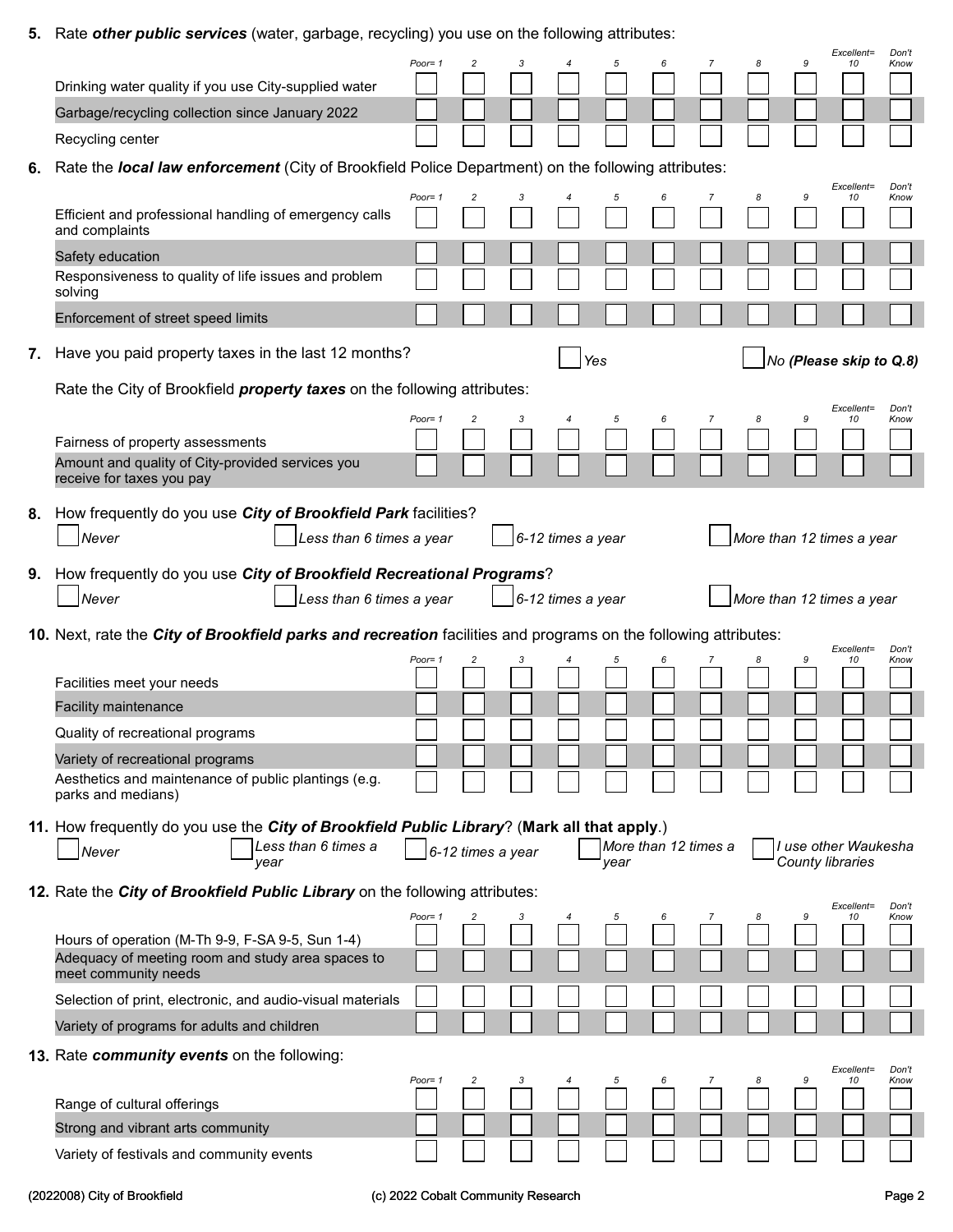**5.** Rate ***other public services*** (water, garbage, recycling) you use on the following attributes:

| | Poor= 1 | 2 | 3 | 4 | 5 | 6 | 7 | 8 | 9 | Excellent= 10 | Don't Know |
|---|---|---|---|---|---|---|---|---|---|---|---|
| Drinking water quality if you use City-supplied water | ☐ | ☐ | ☐ | ☐ | ☐ | ☐ | ☐ | ☐ | ☐ | ☐ | ☐ |
| Garbage/recycling collection since January 2022 | ☐ | ☐ | ☐ | ☐ | ☐ | ☐ | ☐ | ☐ | ☐ | ☐ | ☐ |
| Recycling center | ☐ | ☐ | ☐ | ☐ | ☐ | ☐ | ☐ | ☐ | ☐ | ☐ | ☐ |

**6.** Rate the ***local law enforcement*** (City of Brookfield Police Department) on the following attributes:

| | Poor= 1 | 2 | 3 | 4 | 5 | 6 | 7 | 8 | 9 | Excellent= 10 | Don't Know |
|---|---|---|---|---|---|---|---|---|---|---|---|
| Efficient and professional handling of emergency calls and complaints | ☐ | ☐ | ☐ | ☐ | ☐ | ☐ | ☐ | ☐ | ☐ | ☐ | ☐ |
| Safety education | ☐ | ☐ | ☐ | ☐ | ☐ | ☐ | ☐ | ☐ | ☐ | ☐ | ☐ |
| Responsiveness to quality of life issues and problem solving | ☐ | ☐ | ☐ | ☐ | ☐ | ☐ | ☐ | ☐ | ☐ | ☐ | ☐ |
| Enforcement of street speed limits | ☐ | ☐ | ☐ | ☐ | ☐ | ☐ | ☐ | ☐ | ☐ | ☐ | ☐ |

**7.** Have you paid property taxes in the last 12 months? ☐ *Yes* ☐ *No **(Please skip to Q.8)***

Rate the City of Brookfield ***property taxes*** on the following attributes:

| | Poor= 1 | 2 | 3 | 4 | 5 | 6 | 7 | 8 | 9 | Excellent= 10 | Don't Know |
|---|---|---|---|---|---|---|---|---|---|---|---|
| Fairness of property assessments | ☐ | ☐ | ☐ | ☐ | ☐ | ☐ | ☐ | ☐ | ☐ | ☐ | ☐ |
| Amount and quality of City-provided services you receive for taxes you pay | ☐ | ☐ | ☐ | ☐ | ☐ | ☐ | ☐ | ☐ | ☐ | ☐ | ☐ |

**8.** How frequently do you use ***City of Brookfield Park*** facilities?

☐ *Never* ☐ *Less than 6 times a year* ☐ *6-12 times a year* ☐ *More than 12 times a year*

**9.** How frequently do you use ***City of Brookfield Recreational Programs***?

☐ *Never* ☐ *Less than 6 times a year* ☐ *6-12 times a year* ☐ *More than 12 times a year*

**10.** Next, rate the ***City of Brookfield parks and recreation*** facilities and programs on the following attributes:

| | Poor= 1 | 2 | 3 | 4 | 5 | 6 | 7 | 8 | 9 | Excellent= 10 | Don't Know |
|---|---|---|---|---|---|---|---|---|---|---|---|
| Facilities meet your needs | ☐ | ☐ | ☐ | ☐ | ☐ | ☐ | ☐ | ☐ | ☐ | ☐ | ☐ |
| Facility maintenance | ☐ | ☐ | ☐ | ☐ | ☐ | ☐ | ☐ | ☐ | ☐ | ☐ | ☐ |
| Quality of recreational programs | ☐ | ☐ | ☐ | ☐ | ☐ | ☐ | ☐ | ☐ | ☐ | ☐ | ☐ |
| Variety of recreational programs | ☐ | ☐ | ☐ | ☐ | ☐ | ☐ | ☐ | ☐ | ☐ | ☐ | ☐ |
| Aesthetics and maintenance of public plantings (e.g. parks and medians) | ☐ | ☐ | ☐ | ☐ | ☐ | ☐ | ☐ | ☐ | ☐ | ☐ | ☐ |

**11.** How frequently do you use the ***City of Brookfield Public Library***? (**Mark all that apply**.)

☐ *Never* ☐ *Less than 6 times a year* ☐ *6-12 times a year* ☐ *More than 12 times a year* ☐ *I use other Waukesha County libraries*

**12.** Rate the ***City of Brookfield Public Library*** on the following attributes:

| | Poor= 1 | 2 | 3 | 4 | 5 | 6 | 7 | 8 | 9 | Excellent= 10 | Don't Know |
|---|---|---|---|---|---|---|---|---|---|---|---|
| Hours of operation (M-Th 9-9, F-SA 9-5, Sun 1-4) | ☐ | ☐ | ☐ | ☐ | ☐ | ☐ | ☐ | ☐ | ☐ | ☐ | ☐ |
| Adequacy of meeting room and study area spaces to meet community needs | ☐ | ☐ | ☐ | ☐ | ☐ | ☐ | ☐ | ☐ | ☐ | ☐ | ☐ |
| Selection of print, electronic, and audio-visual materials | ☐ | ☐ | ☐ | ☐ | ☐ | ☐ | ☐ | ☐ | ☐ | ☐ | ☐ |
| Variety of programs for adults and children | ☐ | ☐ | ☐ | ☐ | ☐ | ☐ | ☐ | ☐ | ☐ | ☐ | ☐ |

**13.** Rate ***community events*** on the following:

| | Poor= 1 | 2 | 3 | 4 | 5 | 6 | 7 | 8 | 9 | Excellent= 10 | Don't Know |
|---|---|---|---|---|---|---|---|---|---|---|---|
| Range of cultural offerings | ☐ | ☐ | ☐ | ☐ | ☐ | ☐ | ☐ | ☐ | ☐ | ☐ | ☐ |
| Strong and vibrant arts community | ☐ | ☐ | ☐ | ☐ | ☐ | ☐ | ☐ | ☐ | ☐ | ☐ | ☐ |
| Variety of festivals and community events | ☐ | ☐ | ☐ | ☐ | ☐ | ☐ | ☐ | ☐ | ☐ | ☐ | ☐ |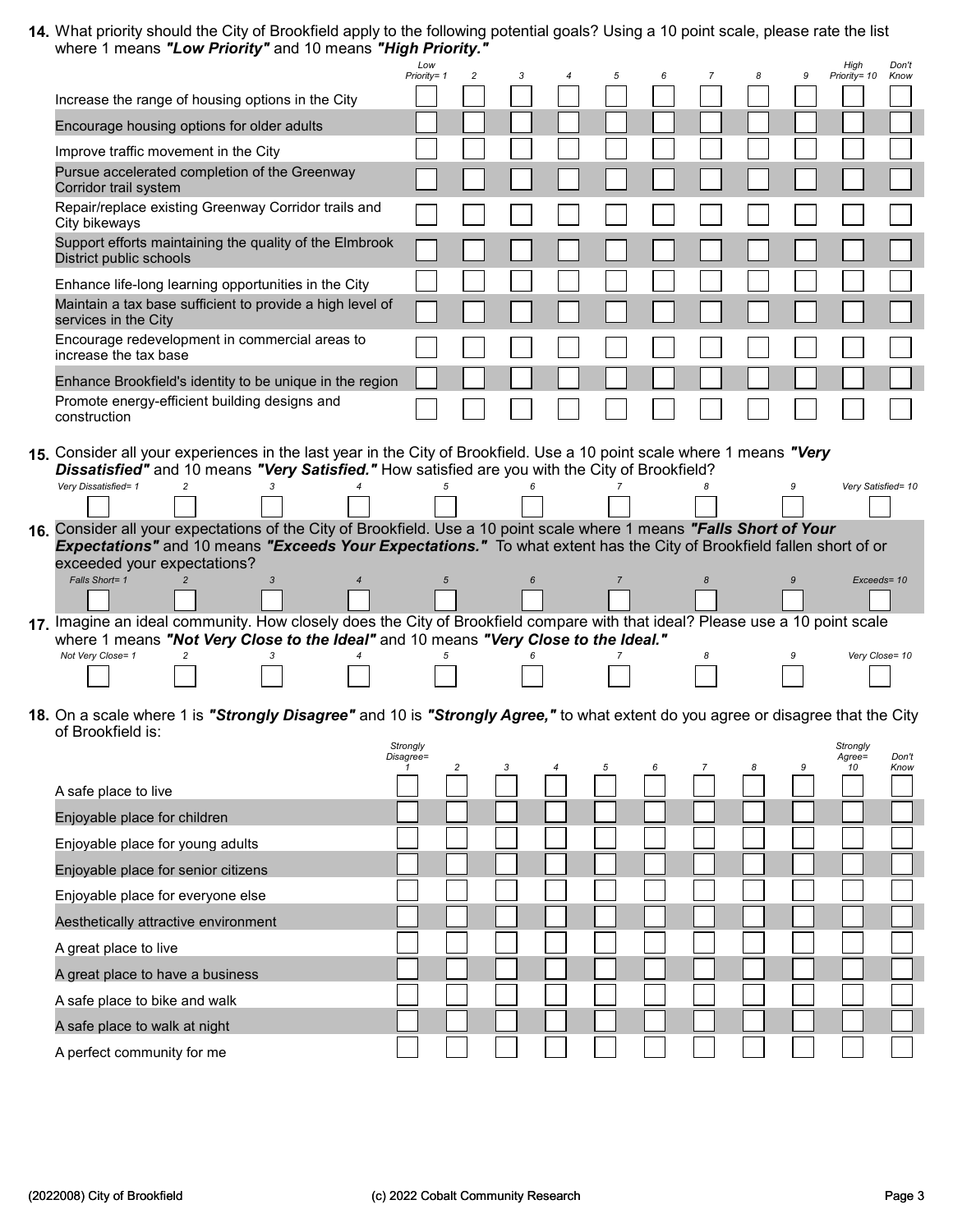**14.** What priority should the City of Brookfield apply to the following potential goals? Using a 10 point scale, please rate the list where 1 means ***"Low Priority"*** and 10 means ***"High Priority."***

| | Low Priority= 1 | 2 | 3 | 4 | 5 | 6 | 7 | 8 | 9 | High Priority= 10 | Don't Know |
|---|---|---|---|---|---|---|---|---|---|---|---|
| Increase the range of housing options in the City | ☐ | ☐ | ☐ | ☐ | ☐ | ☐ | ☐ | ☐ | ☐ | ☐ | ☐ |
| Encourage housing options for older adults | ☐ | ☐ | ☐ | ☐ | ☐ | ☐ | ☐ | ☐ | ☐ | ☐ | ☐ |
| Improve traffic movement in the City | ☐ | ☐ | ☐ | ☐ | ☐ | ☐ | ☐ | ☐ | ☐ | ☐ | ☐ |
| Pursue accelerated completion of the Greenway Corridor trail system | ☐ | ☐ | ☐ | ☐ | ☐ | ☐ | ☐ | ☐ | ☐ | ☐ | ☐ |
| Repair/replace existing Greenway Corridor trails and City bikeways | ☐ | ☐ | ☐ | ☐ | ☐ | ☐ | ☐ | ☐ | ☐ | ☐ | ☐ |
| Support efforts maintaining the quality of the Elmbrook District public schools | ☐ | ☐ | ☐ | ☐ | ☐ | ☐ | ☐ | ☐ | ☐ | ☐ | ☐ |
| Enhance life-long learning opportunities in the City | ☐ | ☐ | ☐ | ☐ | ☐ | ☐ | ☐ | ☐ | ☐ | ☐ | ☐ |
| Maintain a tax base sufficient to provide a high level of services in the City | ☐ | ☐ | ☐ | ☐ | ☐ | ☐ | ☐ | ☐ | ☐ | ☐ | ☐ |
| Encourage redevelopment in commercial areas to increase the tax base | ☐ | ☐ | ☐ | ☐ | ☐ | ☐ | ☐ | ☐ | ☐ | ☐ | ☐ |
| Enhance Brookfield's identity to be unique in the region | ☐ | ☐ | ☐ | ☐ | ☐ | ☐ | ☐ | ☐ | ☐ | ☐ | ☐ |
| Promote energy-efficient building designs and construction | ☐ | ☐ | ☐ | ☐ | ☐ | ☐ | ☐ | ☐ | ☐ | ☐ | ☐ |

**15.** Consider all your experiences in the last year in the City of Brookfield. Use a 10 point scale where 1 means ***"Very Dissatisfied"*** and 10 means ***"Very Satisfied."*** How satisfied are you with the City of Brookfield?

| Very Dissatisfied= 1 | 2 | 3 | 4 | 5 | 6 | 7 | 8 | 9 | Very Satisfied= 10 |
|---|---|---|---|---|---|---|---|---|---|
| ☐ | ☐ | ☐ | ☐ | ☐ | ☐ | ☐ | ☐ | ☐ | ☐ |

**16.** Consider all your expectations of the City of Brookfield. Use a 10 point scale where 1 means ***"Falls Short of Your Expectations"*** and 10 means ***"Exceeds Your Expectations."*** To what extent has the City of Brookfield fallen short of or exceeded your expectations?

| Falls Short= 1 | 2 | 3 | 4 | 5 | 6 | 7 | 8 | 9 | Exceeds= 10 |
|---|---|---|---|---|---|---|---|---|---|
| ☐ | ☐ | ☐ | ☐ | ☐ | ☐ | ☐ | ☐ | ☐ | ☐ |

**17.** Imagine an ideal community. How closely does the City of Brookfield compare with that ideal? Please use a 10 point scale where 1 means ***"Not Very Close to the Ideal"*** and 10 means ***"Very Close to the Ideal."***

| Not Very Close= 1 | 2 | 3 | 4 | 5 | 6 | 7 | 8 | 9 | Very Close= 10 |
|---|---|---|---|---|---|---|---|---|---|
| ☐ | ☐ | ☐ | ☐ | ☐ | ☐ | ☐ | ☐ | ☐ | ☐ |

**18.** On a scale where 1 is ***"Strongly Disagree"*** and 10 is ***"Strongly Agree,"*** to what extent do you agree or disagree that the City of Brookfield is:

| | Strongly Disagree= 1 | 2 | 3 | 4 | 5 | 6 | 7 | 8 | 9 | Strongly Agree= 10 | Don't Know |
|---|---|---|---|---|---|---|---|---|---|---|---|
| A safe place to live | ☐ | ☐ | ☐ | ☐ | ☐ | ☐ | ☐ | ☐ | ☐ | ☐ | ☐ |
| Enjoyable place for children | ☐ | ☐ | ☐ | ☐ | ☐ | ☐ | ☐ | ☐ | ☐ | ☐ | ☐ |
| Enjoyable place for young adults | ☐ | ☐ | ☐ | ☐ | ☐ | ☐ | ☐ | ☐ | ☐ | ☐ | ☐ |
| Enjoyable place for senior citizens | ☐ | ☐ | ☐ | ☐ | ☐ | ☐ | ☐ | ☐ | ☐ | ☐ | ☐ |
| Enjoyable place for everyone else | ☐ | ☐ | ☐ | ☐ | ☐ | ☐ | ☐ | ☐ | ☐ | ☐ | ☐ |
| Aesthetically attractive environment | ☐ | ☐ | ☐ | ☐ | ☐ | ☐ | ☐ | ☐ | ☐ | ☐ | ☐ |
| A great place to live | ☐ | ☐ | ☐ | ☐ | ☐ | ☐ | ☐ | ☐ | ☐ | ☐ | ☐ |
| A great place to have a business | ☐ | ☐ | ☐ | ☐ | ☐ | ☐ | ☐ | ☐ | ☐ | ☐ | ☐ |
| A safe place to bike and walk | ☐ | ☐ | ☐ | ☐ | ☐ | ☐ | ☐ | ☐ | ☐ | ☐ | ☐ |
| A safe place to walk at night | ☐ | ☐ | ☐ | ☐ | ☐ | ☐ | ☐ | ☐ | ☐ | ☐ | ☐ |
| A perfect community for me | ☐ | ☐ | ☐ | ☐ | ☐ | ☐ | ☐ | ☐ | ☐ | ☐ | ☐ |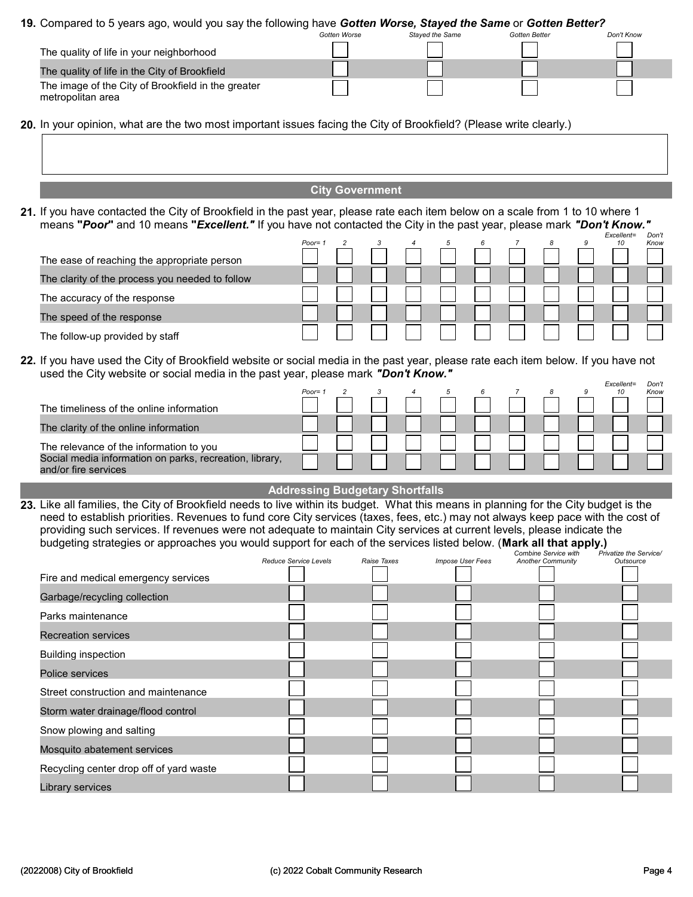**19.** Compared to 5 years ago, would you say the following have ***Gotten Worse, Stayed the Same*** or ***Gotten Better?***

| | *Gotten Worse* | *Stayed the Same* | *Gotten Better* | *Don't Know* |
|---|---|---|---|---|
| The quality of life in your neighborhood | ☐ | ☐ | ☐ | ☐ |
| The quality of life in the City of Brookfield | ☐ | ☐ | ☐ | ☐ |
| The image of the City of Brookfield in the greater metropolitan area | ☐ | ☐ | ☐ | ☐ |

**20.** In your opinion, what are the two most important issues facing the City of Brookfield? (Please write clearly.)

## City Government

**21.** If you have contacted the City of Brookfield in the past year, please rate each item below on a scale from 1 to 10 where 1 means **"*Poor*"** and 10 means **"*Excellent.*"** If you have not contacted the City in the past year, please mark ***"Don't Know."***

| | *Poor= 1* | *2* | *3* | *4* | *5* | *6* | *7* | *8* | *9* | *Excellent= 10* | *Don't Know* |
|---|---|---|---|---|---|---|---|---|---|---|---|
| The ease of reaching the appropriate person | ☐ | ☐ | ☐ | ☐ | ☐ | ☐ | ☐ | ☐ | ☐ | ☐ | ☐ |
| The clarity of the process you needed to follow | ☐ | ☐ | ☐ | ☐ | ☐ | ☐ | ☐ | ☐ | ☐ | ☐ | ☐ |
| The accuracy of the response | ☐ | ☐ | ☐ | ☐ | ☐ | ☐ | ☐ | ☐ | ☐ | ☐ | ☐ |
| The speed of the response | ☐ | ☐ | ☐ | ☐ | ☐ | ☐ | ☐ | ☐ | ☐ | ☐ | ☐ |
| The follow-up provided by staff | ☐ | ☐ | ☐ | ☐ | ☐ | ☐ | ☐ | ☐ | ☐ | ☐ | ☐ |

**22.** If you have used the City of Brookfield website or social media in the past year, please rate each item below. If you have not used the City website or social media in the past year, please mark ***"Don't Know."***

| | *Poor= 1* | *2* | *3* | *4* | *5* | *6* | *7* | *8* | *9* | *Excellent= 10* | *Don't Know* |
|---|---|---|---|---|---|---|---|---|---|---|---|
| The timeliness of the online information | ☐ | ☐ | ☐ | ☐ | ☐ | ☐ | ☐ | ☐ | ☐ | ☐ | ☐ |
| The clarity of the online information | ☐ | ☐ | ☐ | ☐ | ☐ | ☐ | ☐ | ☐ | ☐ | ☐ | ☐ |
| The relevance of the information to you | ☐ | ☐ | ☐ | ☐ | ☐ | ☐ | ☐ | ☐ | ☐ | ☐ | ☐ |
| Social media information on parks, recreation, library, and/or fire services | ☐ | ☐ | ☐ | ☐ | ☐ | ☐ | ☐ | ☐ | ☐ | ☐ | ☐ |

## Addressing Budgetary Shortfalls

**23.** Like all families, the City of Brookfield needs to live within its budget. What this means in planning for the City budget is the need to establish priorities. Revenues to fund core City services (taxes, fees, etc.) may not always keep pace with the cost of providing such services. If revenues were not adequate to maintain City services at current levels, please indicate the budgeting strategies or approaches you would support for each of the services listed below. (**Mark all that apply.)**

| | *Reduce Service Levels* | *Raise Taxes* | *Impose User Fees* | *Combine Service with Another Community* | *Privatize the Service/ Outsource* |
|---|---|---|---|---|---|
| Fire and medical emergency services | ☐ | ☐ | ☐ | ☐ | ☐ |
| Garbage/recycling collection | ☐ | ☐ | ☐ | ☐ | ☐ |
| Parks maintenance | ☐ | ☐ | ☐ | ☐ | ☐ |
| Recreation services | ☐ | ☐ | ☐ | ☐ | ☐ |
| Building inspection | ☐ | ☐ | ☐ | ☐ | ☐ |
| Police services | ☐ | ☐ | ☐ | ☐ | ☐ |
| Street construction and maintenance | ☐ | ☐ | ☐ | ☐ | ☐ |
| Storm water drainage/flood control | ☐ | ☐ | ☐ | ☐ | ☐ |
| Snow plowing and salting | ☐ | ☐ | ☐ | ☐ | ☐ |
| Mosquito abatement services | ☐ | ☐ | ☐ | ☐ | ☐ |
| Recycling center drop off of yard waste | ☐ | ☐ | ☐ | ☐ | ☐ |
| Library services | ☐ | ☐ | ☐ | ☐ | ☐ |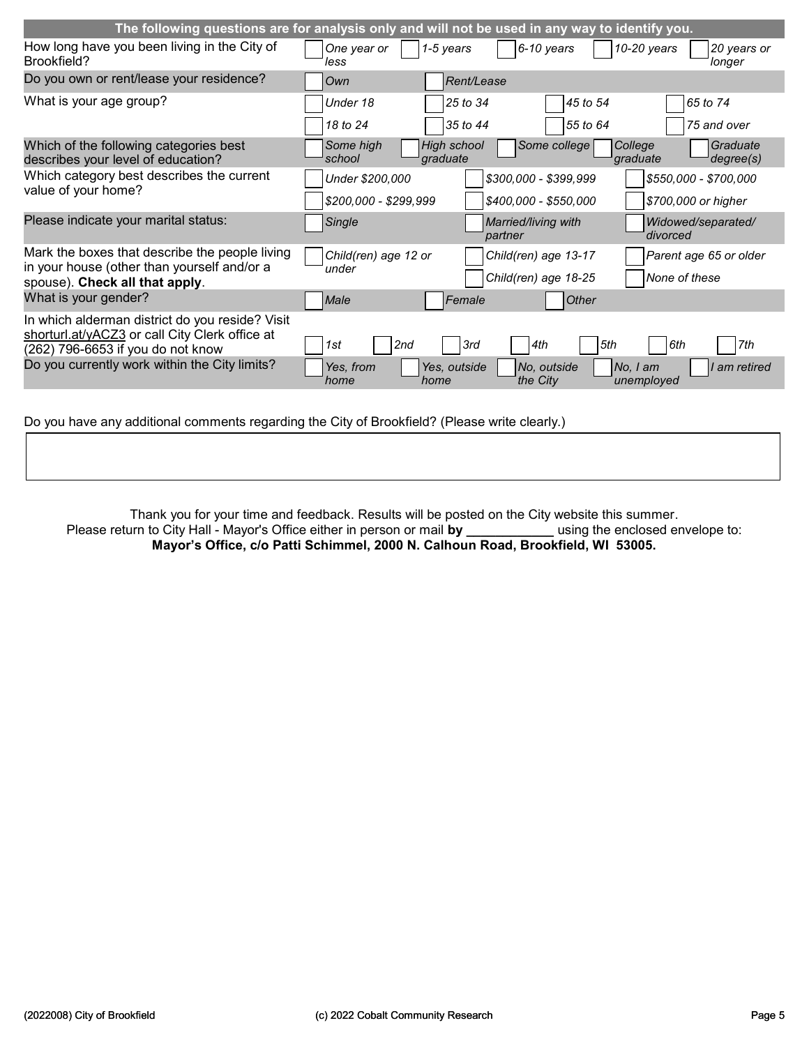**The following questions are for analysis only and will not be used in any way to identify you.**

| | |
|---|---|
| How long have you been living in the City of Brookfield? | ☐ One year or less ☐ 1-5 years ☐ 6-10 years ☐ 10-20 years ☐ 20 years or longer |
| Do you own or rent/lease your residence? | ☐ Own ☐ Rent/Lease |
| What is your age group? | ☐ Under 18 ☐ 25 to 34 ☐ 45 to 54 ☐ 65 to 74 ☐ 18 to 24 ☐ 35 to 44 ☐ 55 to 64 ☐ 75 and over |
| Which of the following categories best describes your level of education? | ☐ Some high school ☐ High school graduate ☐ Some college ☐ College graduate ☐ Graduate degree(s) |
| Which category best describes the current value of your home? | ☐ Under $200,000 ☐ $300,000 - $399,999 ☐ $550,000 - $700,000 ☐ $200,000 - $299,999 ☐ $400,000 - $550,000 ☐ $700,000 or higher |
| Please indicate your marital status: | ☐ Single ☐ Married/living with partner ☐ Widowed/separated/divorced |
| Mark the boxes that describe the people living in your house (other than yourself and/or a spouse). **Check all that apply**. | ☐ Child(ren) age 12 or under ☐ Child(ren) age 13-17 ☐ Parent age 65 or older ☐ Child(ren) age 18-25 ☐ None of these |
| What is your gender? | ☐ Male ☐ Female ☐ Other |
| In which alderman district do you reside? Visit shorturl.at/yACZ3 or call City Clerk office at (262) 796-6653 if you do not know | ☐ 1st ☐ 2nd ☐ 3rd ☐ 4th ☐ 5th ☐ 6th ☐ 7th |
| Do you currently work within the City limits? | ☐ Yes, from home ☐ Yes, outside home ☐ No, outside the City ☐ No, I am unemployed ☐ I am retired |

Do you have any additional comments regarding the City of Brookfield? (Please write clearly.)

Thank you for your time and feedback. Results will be posted on the City website this summer.
Please return to City Hall - Mayor's Office either in person or mail **by** ____________ using the enclosed envelope to:
**Mayor's Office, c/o Patti Schimmel, 2000 N. Calhoun Road, Brookfield, WI 53005.**

(2022008) City of Brookfield (c) 2022 Cobalt Community Research